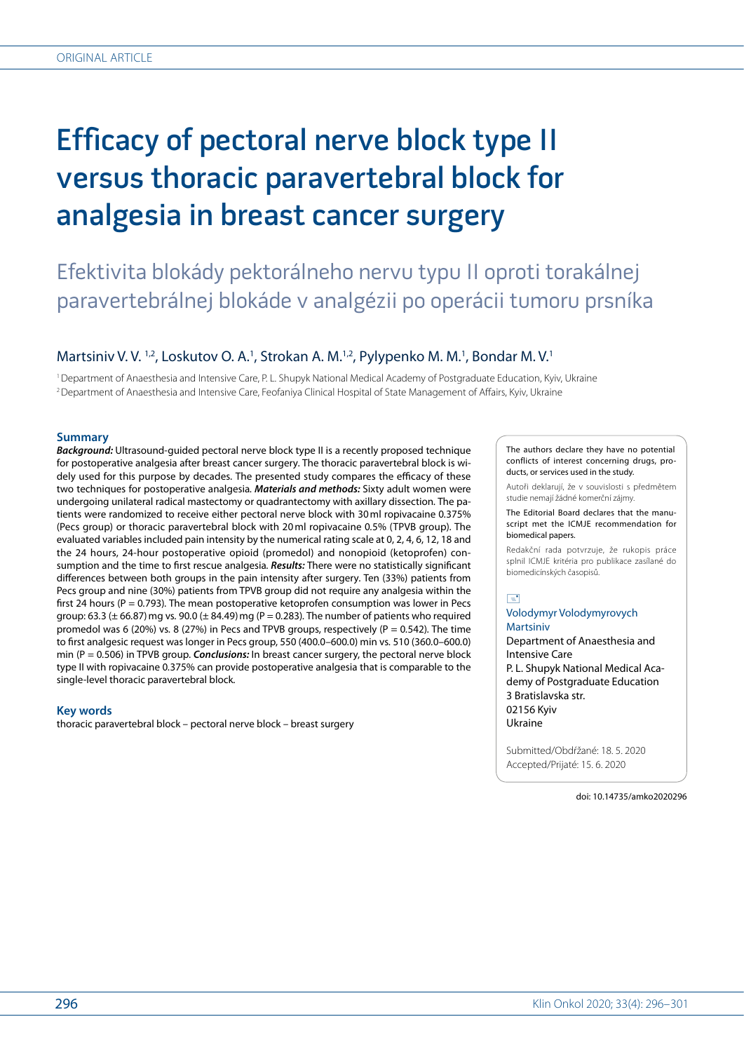ORIGINAL ARTICLE

# Efficacy of pectoral nerve block type II versus thoracic paravertebral block for analgesia in breast cancer surgery

## Efektivita blokády pektorálneho nervu typu II oproti torakálnej paravertebrálnej blokáde v analgézii po operácii tumoru prsníka

Martsiniv V. V.[1,2], Loskutov O. A.[1], Strokan A. M.[1,2], Pylypenko M. M.[1], Bondar M. V.[1]

[1] Department of Anaesthesia and Intensive Care, P. L. Shupyk National Medical Academy of Postgraduate Education, Kyiv, Ukraine
[2] Department of Anaesthesia and Intensive Care, Feofaniya Clinical Hospital of State Management of Affairs, Kyiv, Ukraine

### Summary

***Background:*** Ultrasound-guided pectoral nerve block type II is a recently proposed technique for postoperative analgesia after breast cancer surgery. The thoracic paravertebral block is widely used for this purpose by decades. The presented study compares the efficacy of these two techniques for postoperative analgesia. ***Materials and methods:*** Sixty adult women were undergoing unilateral radical mastectomy or quadrantectomy with axillary dissection. The patients were randomized to receive either pectoral nerve block with 30 ml ropivacaine 0.375% (Pecs group) or thoracic paravertebral block with 20 ml ropivacaine 0.5% (TPVB group). The evaluated variables included pain intensity by the numerical rating scale at 0, 2, 4, 6, 12, 18 and the 24 hours, 24-hour postoperative opioid (promedol) and nonopioid (ketoprofen) consumption and the time to first rescue analgesia. ***Results:*** There were no statistically significant differences between both groups in the pain intensity after surgery. Ten (33%) patients from Pecs group and nine (30%) patients from TPVB group did not require any analgesia within the first 24 hours ($P = 0.793$). The mean postoperative ketoprofen consumption was lower in Pecs group: 63.3 (± 66.87) mg vs. 90.0 (± 84.49) mg ($P = 0.283$). The number of patients who required promedol was 6 (20%) vs. 8 (27%) in Pecs and TPVB groups, respectively ($P = 0.542$). The time to first analgesic request was longer in Pecs group, 550 (400.0–600.0) min vs. 510 (360.0–600.0) min ($P = 0.506$) in TPVB group. ***Conclusions:*** In breast cancer surgery, the pectoral nerve block type II with ropivacaine 0.375% can provide postoperative analgesia that is comparable to the single-level thoracic paravertebral block.

### Key words

thoracic paravertebral block – pectoral nerve block – breast surgery

The authors declare they have no potential conflicts of interest concerning drugs, products, or services used in the study.

Autoři deklarují, že v souvislosti s předmětem studie nemají žádné komerční zájmy.

The Editorial Board declares that the manuscript met the ICMJE recommendation for biomedical papers.

Redakční rada potvrzuje, že rukopis práce splnil ICMJE kritéria pro publikace zasílané do biomedicínských časopisů.

Volodymyr Volodymyrovych Martsiniv
Department of Anaesthesia and Intensive Care
P. L. Shupyk National Medical Academy of Postgraduate Education
3 Bratislavska str.
02156 Kyiv
Ukraine

Submitted/Obdŕžané: 18. 5. 2020
Accepted/Prijaté: 15. 6. 2020

doi: 10.14735/amko2020296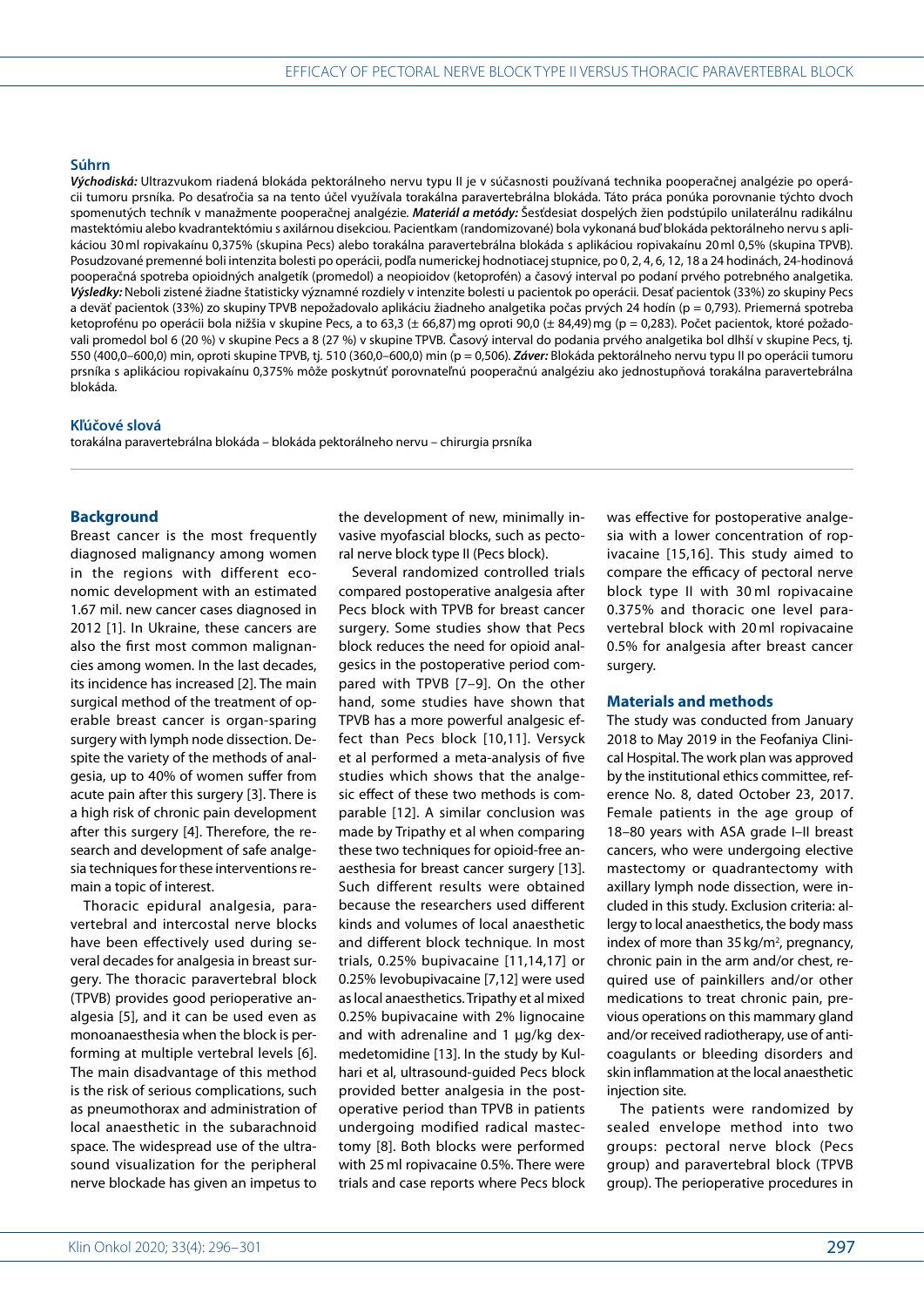## Súhrn

***Východiská:*** Ultrazvukom riadená blokáda pektorálneho nervu typu II je v súčasnosti používaná technika pooperačnej analgézie po operácii tumoru prsníka. Po desaťročia sa na tento účel využívala torakálna paravertebrálna blokáda. Táto práca ponúka porovnanie týchto dvoch spomenutých techník v manažmente pooperačnej analgézie. ***Materiál a metódy:*** Šesťdesiat dospelých žien podstúpilo unilaterálnu radikálnu mastektómiu alebo kvadrantektómiu s axilárnou disekciou. Pacientkam (randomizované) bola vykonaná buď blokáda pektorálneho nervu s aplikáciou 30 ml ropivakaínu 0,375% (skupina Pecs) alebo torakálna paravertebrálna blokáda s aplikáciou ropivakaínu 20 ml 0,5% (skupina TPVB). Posudzované premenné boli intenzita bolesti po operácii, podľa numerickej hodnotiacej stupnice, po 0, 2, 4, 6, 12, 18 a 24 hodinách, 24-hodinová pooperačná spotreba opioidných analgetík (promedol) a neopioidov (ketoprofén) a časový interval po podaní prvého potrebného analgetika. ***Výsledky:*** Neboli zistené žiadne štatisticky významné rozdiely v intenzite bolesti u pacientok po operácii. Desať pacientok (33%) zo skupiny Pecs a deväť pacientok (33%) zo skupiny TPVB nepožadovalo aplikáciu žiadneho analgetika počas prvých 24 hodín (p = 0,793). Priemerná spotreba ketoprofénu po operácii bola nižšia v skupine Pecs, a to 63,3 (± 66,87) mg oproti 90,0 (± 84,49) mg (p = 0,283). Počet pacientok, ktoré požadovali promedol bol 6 (20 %) v skupine Pecs a 8 (27 %) v skupine TPVB. Časový interval do podania prvého analgetika bol dlhší v skupine Pecs, tj. 550 (400,0–600,0) min, oproti skupine TPVB, tj. 510 (360,0–600,0) min (p = 0,506). ***Záver:*** Blokáda pektorálneho nervu typu II po operácii tumoru prsníka s aplikáciou ropivakaínu 0,375% môže poskytnúť porovnateľnú pooperačnú analgéziu ako jednostupňová torakálna paravertebrálna blokáda.

## Kľúčové slová

torakálna paravertebrálna blokáda – blokáda pektorálneho nervu – chirurgia prsníka

## Background

Breast cancer is the most frequently diagnosed malignancy among women in the regions with different economic development with an estimated 1.67 mil. new cancer cases diagnosed in 2012 [1]. In Ukraine, these cancers are also the first most common malignancies among women. In the last decades, its incidence has increased [2]. The main surgical method of the treatment of operable breast cancer is organ-sparing surgery with lymph node dissection. Despite the variety of the methods of analgesia, up to 40% of women suffer from acute pain after this surgery [3]. There is a high risk of chronic pain development after this surgery [4]. Therefore, the research and development of safe analgesia techniques for these interventions remain a topic of interest.

Thoracic epidural analgesia, paravertebral and intercostal nerve blocks have been effectively used during several decades for analgesia in breast surgery. The thoracic paravertebral block (TPVB) provides good perioperative analgesia [5], and it can be used even as monoanaesthesia when the block is performing at multiple vertebral levels [6]. The main disadvantage of this method is the risk of serious complications, such as pneumothorax and administration of local anaesthetic in the subarachnoid space. The widespread use of the ultrasound visualization for the peripheral nerve blockade has given an impetus to the development of new, minimally invasive myofascial blocks, such as pectoral nerve block type II (Pecs block).

Several randomized controlled trials compared postoperative analgesia after Pecs block with TPVB for breast cancer surgery. Some studies show that Pecs block reduces the need for opioid analgesics in the postoperative period compared with TPVB [7–9]. On the other hand, some studies have shown that TPVB has a more powerful analgesic effect than Pecs block [10,11]. Versyck et al performed a meta-analysis of five studies which shows that the analgesic effect of these two methods is comparable [12]. A similar conclusion was made by Tripathy et al when comparing these two techniques for opioid-free anaesthesia for breast cancer surgery [13]. Such different results were obtained because the researchers used different kinds and volumes of local anaesthetic and different block technique. In most trials, 0.25% bupivacaine [11,14,17] or 0.25% levobupivacaine [7,12] were used as local anaesthetics. Tripathy et al mixed 0.25% bupivacaine with 2% lignocaine and with adrenaline and 1 µg/kg dexmedetomidine [13]. In the study by Kulhari et al, ultrasound-guided Pecs block provided better analgesia in the postoperative period than TPVB in patients undergoing modified radical mastectomy [8]. Both blocks were performed with 25 ml ropivacaine 0.5%. There were trials and case reports where Pecs block was effective for postoperative analgesia with a lower concentration of ropivacaine [15,16]. This study aimed to compare the efficacy of pectoral nerve block type II with 30 ml ropivacaine 0.375% and thoracic one level paravertebral block with 20 ml ropivacaine 0.5% for analgesia after breast cancer surgery.

## Materials and methods

The study was conducted from January 2018 to May 2019 in the Feofaniya Clinical Hospital. The work plan was approved by the institutional ethics committee, reference No. 8, dated October 23, 2017. Female patients in the age group of 18–80 years with ASA grade I–II breast cancers, who were undergoing elective mastectomy or quadrantectomy with axillary lymph node dissection, were included in this study. Exclusion criteria: allergy to local anaesthetics, the body mass index of more than 35 kg/m$^2$, pregnancy, chronic pain in the arm and/or chest, required use of painkillers and/or other medications to treat chronic pain, previous operations on this mammary gland and/or received radiotherapy, use of anticoagulants or bleeding disorders and skin inflammation at the local anaesthetic injection site.

The patients were randomized by sealed envelope method into two groups: pectoral nerve block (Pecs group) and paravertebral block (TPVB group). The perioperative procedures in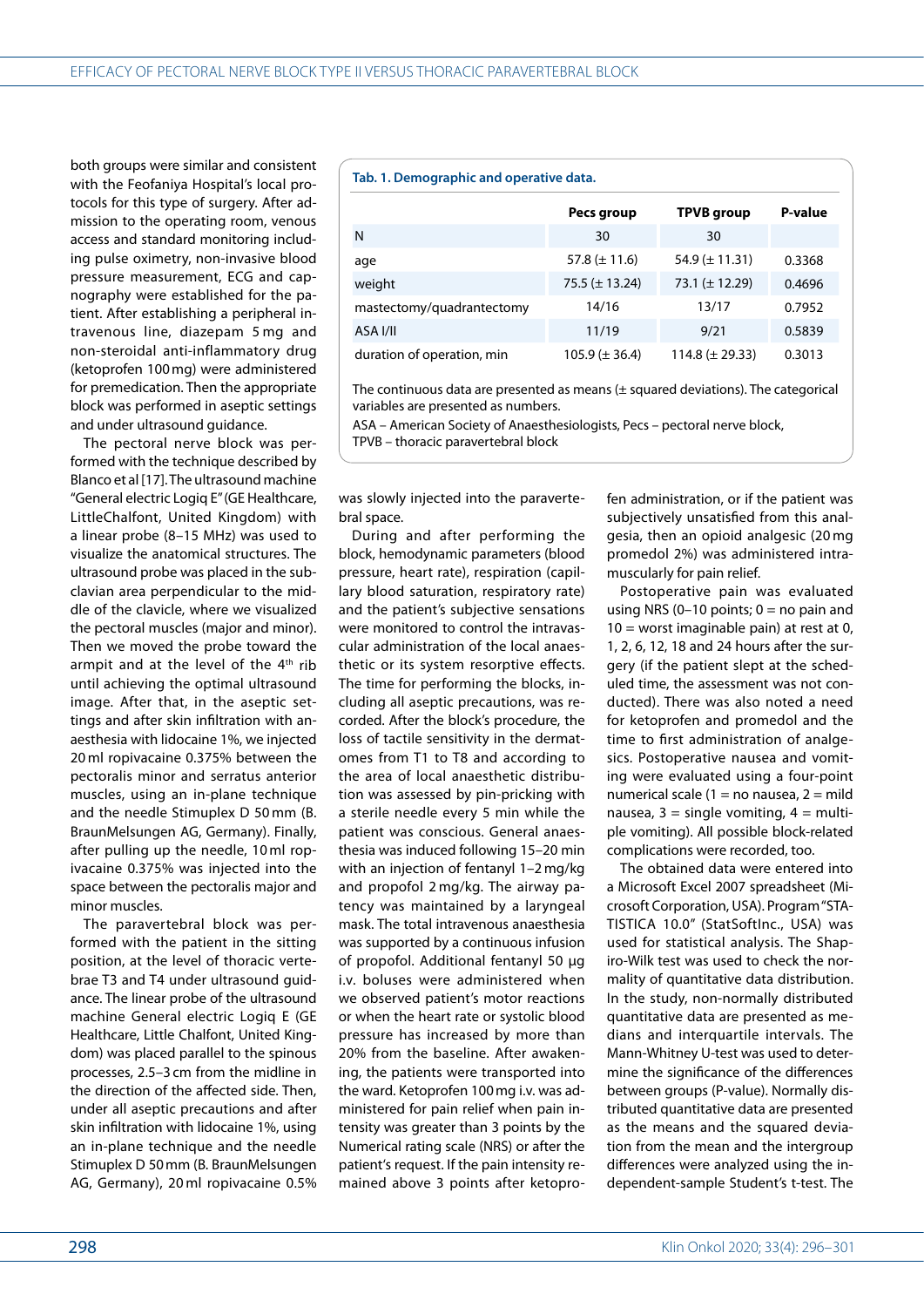both groups were similar and consistent with the Feofaniya Hospital's local protocols for this type of surgery. After admission to the operating room, venous access and standard monitoring including pulse oximetry, non-invasive blood pressure measurement, ECG and capnography were established for the patient. After establishing a peripheral intravenous line, diazepam 5 mg and non-steroidal anti-inflammatory drug (ketoprofen 100 mg) were administered for premedication. Then the appropriate block was performed in aseptic settings and under ultrasound guidance.

The pectoral nerve block was performed with the technique described by Blanco et al [17]. The ultrasound machine "General electric Logiq E" (GE Healthcare, LittleChalfont, United Kingdom) with a linear probe (8–15 MHz) was used to visualize the anatomical structures. The ultrasound probe was placed in the subclavian area perpendicular to the middle of the clavicle, where we visualized the pectoral muscles (major and minor). Then we moved the probe toward the armpit and at the level of the 4th rib until achieving the optimal ultrasound image. After that, in the aseptic settings and after skin infiltration with anaesthesia with lidocaine 1%, we injected 20 ml ropivacaine 0.375% between the pectoralis minor and serratus anterior muscles, using an in-plane technique and the needle Stimuplex D 50 mm (B. BraunMelsungen AG, Germany). Finally, after pulling up the needle, 10 ml ropivacaine 0.375% was injected into the space between the pectoralis major and minor muscles.

The paravertebral block was performed with the patient in the sitting position, at the level of thoracic vertebrae T3 and T4 under ultrasound guidance. The linear probe of the ultrasound machine General electric Logiq E (GE Healthcare, Little Chalfont, United Kingdom) was placed parallel to the spinous processes, 2.5–3 cm from the midline in the direction of the affected side. Then, under all aseptic precautions and after skin infiltration with lidocaine 1%, using an in-plane technique and the needle Stimuplex D 50 mm (B. BraunMelsungen AG, Germany), 20 ml ropivacaine 0.5% was slowly injected into the paravertebral space.

**Tab. 1. Demographic and operative data.**

| | Pecs group | TPVB group | P-value |
|---|---|---|---|
| N | 30 | 30 | |
| age | 57.8 (± 11.6) | 54.9 (± 11.31) | 0.3368 |
| weight | 75.5 (± 13.24) | 73.1 (± 12.29) | 0.4696 |
| mastectomy/quadrantectomy | 14/16 | 13/17 | 0.7952 |
| ASA I/II | 11/19 | 9/21 | 0.5839 |
| duration of operation, min | 105.9 (± 36.4) | 114.8 (± 29.33) | 0.3013 |

The continuous data are presented as means (± squared deviations). The categorical variables are presented as numbers.
ASA – American Society of Anaesthesiologists, Pecs – pectoral nerve block, TPVB – thoracic paravertebral block

During and after performing the block, hemodynamic parameters (blood pressure, heart rate), respiration (capillary blood saturation, respiratory rate) and the patient's subjective sensations were monitored to control the intravascular administration of the local anaesthetic or its system resorptive effects. The time for performing the blocks, including all aseptic precautions, was recorded. After the block's procedure, the loss of tactile sensitivity in the dermatomes from T1 to T8 and according to the area of local anaesthetic distribution was assessed by pin-pricking with a sterile needle every 5 min while the patient was conscious. General anaesthesia was induced following 15–20 min with an injection of fentanyl 1–2 mg/kg and propofol 2 mg/kg. The airway patency was maintained by a laryngeal mask. The total intravenous anaesthesia was supported by a continuous infusion of propofol. Additional fentanyl 50 µg i.v. boluses were administered when we observed patient's motor reactions or when the heart rate or systolic blood pressure has increased by more than 20% from the baseline. After awakening, the patients were transported into the ward. Ketoprofen 100 mg i.v. was administered for pain relief when pain intensity was greater than 3 points by the Numerical rating scale (NRS) or after the patient's request. If the pain intensity remained above 3 points after ketoprofen administration, or if the patient was subjectively unsatisfied from this analgesia, then an opioid analgesic (20 mg promedol 2%) was administered intramuscularly for pain relief.

Postoperative pain was evaluated using NRS (0–10 points; 0 = no pain and 10 = worst imaginable pain) at rest at 0, 1, 2, 6, 12, 18 and 24 hours after the surgery (if the patient slept at the scheduled time, the assessment was not conducted). There was also noted a need for ketoprofen and promedol and the time to first administration of analgesics. Postoperative nausea and vomiting were evaluated using a four-point numerical scale (1 = no nausea, 2 = mild nausea, 3 = single vomiting, 4 = multiple vomiting). All possible block-related complications were recorded, too.

The obtained data were entered into a Microsoft Excel 2007 spreadsheet (Microsoft Corporation, USA). Program "STATISTICA 10.0" (StatSoftInc., USA) was used for statistical analysis. The Shapiro-Wilk test was used to check the normality of quantitative data distribution. In the study, non-normally distributed quantitative data are presented as medians and interquartile intervals. The Mann-Whitney U-test was used to determine the significance of the differences between groups (P-value). Normally distributed quantitative data are presented as the means and the squared deviation from the mean and the intergroup differences were analyzed using the independent-sample Student's t-test. The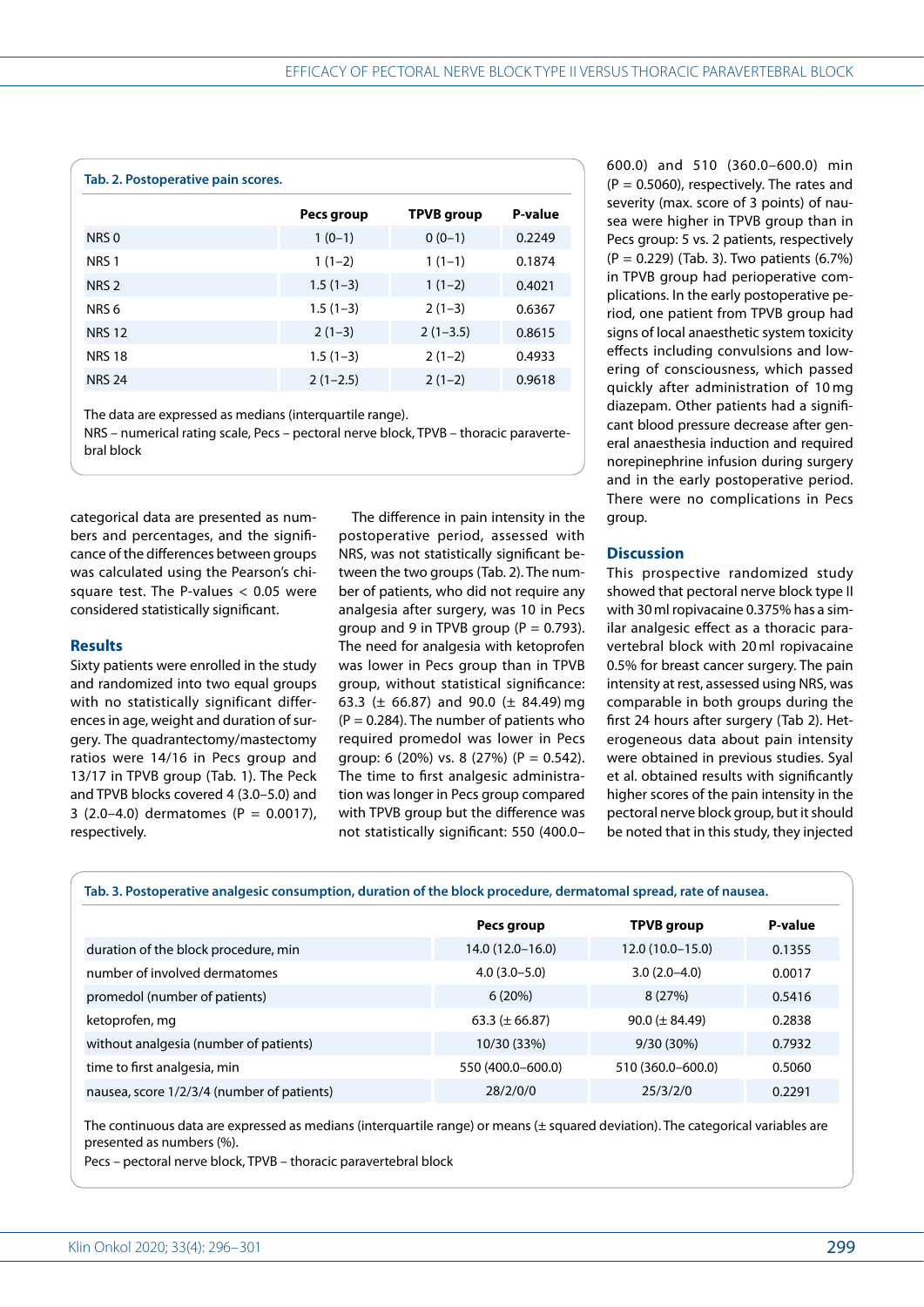**Tab. 2. Postoperative pain scores.**

| | Pecs group | TPVB group | P-value |
|---|---|---|---|
| NRS 0 | 1 (0–1) | 0 (0–1) | 0.2249 |
| NRS 1 | 1 (1–2) | 1 (1–1) | 0.1874 |
| NRS 2 | 1.5 (1–3) | 1 (1–2) | 0.4021 |
| NRS 6 | 1.5 (1–3) | 2 (1–3) | 0.6367 |
| NRS 12 | 2 (1–3) | 2 (1–3.5) | 0.8615 |
| NRS 18 | 1.5 (1–3) | 2 (1–2) | 0.4933 |
| NRS 24 | 2 (1–2.5) | 2 (1–2) | 0.9618 |

The data are expressed as medians (interquartile range).
NRS – numerical rating scale, Pecs – pectoral nerve block, TPVB – thoracic paravertebral block

categorical data are presented as numbers and percentages, and the significance of the differences between groups was calculated using the Pearson's chi-square test. The P-values < 0.05 were considered statistically significant.

## Results

Sixty patients were enrolled in the study and randomized into two equal groups with no statistically significant differences in age, weight and duration of surgery. The quadrantectomy/mastectomy ratios were 14/16 in Pecs group and 13/17 in TPVB group (Tab. 1). The Peck and TPVB blocks covered 4 (3.0–5.0) and 3 (2.0–4.0) dermatomes (P = 0.0017), respectively.

The difference in pain intensity in the postoperative period, assessed with NRS, was not statistically significant between the two groups (Tab. 2). The number of patients, who did not require any analgesia after surgery, was 10 in Pecs group and 9 in TPVB group (P = 0.793). The need for analgesia with ketoprofen was lower in Pecs group than in TPVB group, without statistical significance: 63.3 (± 66.87) and 90.0 (± 84.49) mg (P = 0.284). The number of patients who required promedol was lower in Pecs group: 6 (20%) vs. 8 (27%) (P = 0.542). The time to first analgesic administration was longer in Pecs group compared with TPVB group but the difference was not statistically significant: 550 (400.0–600.0) and 510 (360.0–600.0) min (P = 0.5060), respectively. The rates and severity (max. score of 3 points) of nausea were higher in TPVB group than in Pecs group: 5 vs. 2 patients, respectively (P = 0.229) (Tab. 3). Two patients (6.7%) in TPVB group had perioperative complications. In the early postoperative period, one patient from TPVB group had signs of local anaesthetic system toxicity effects including convulsions and lowering of consciousness, which passed quickly after administration of 10 mg diazepam. Other patients had a significant blood pressure decrease after general anaesthesia induction and required norepinephrine infusion during surgery and in the early postoperative period. There were no complications in Pecs group.

## Discussion

This prospective randomized study showed that pectoral nerve block type II with 30 ml ropivacaine 0.375% has a similar analgesic effect as a thoracic paravertebral block with 20 ml ropivacaine 0.5% for breast cancer surgery. The pain intensity at rest, assessed using NRS, was comparable in both groups during the first 24 hours after surgery (Tab 2). Heterogeneous data about pain intensity were obtained in previous studies. Syal et al. obtained results with significantly higher scores of the pain intensity in the pectoral nerve block group, but it should be noted that in this study, they injected

**Tab. 3. Postoperative analgesic consumption, duration of the block procedure, dermatomal spread, rate of nausea.**

| | Pecs group | TPVB group | P-value |
|---|---|---|---|
| duration of the block procedure, min | 14.0 (12.0–16.0) | 12.0 (10.0–15.0) | 0.1355 |
| number of involved dermatomes | 4.0 (3.0–5.0) | 3.0 (2.0–4.0) | 0.0017 |
| promedol (number of patients) | 6 (20%) | 8 (27%) | 0.5416 |
| ketoprofen, mg | 63.3 (± 66.87) | 90.0 (± 84.49) | 0.2838 |
| without analgesia (number of patients) | 10/30 (33%) | 9/30 (30%) | 0.7932 |
| time to first analgesia, min | 550 (400.0–600.0) | 510 (360.0–600.0) | 0.5060 |
| nausea, score 1/2/3/4 (number of patients) | 28/2/0/0 | 25/3/2/0 | 0.2291 |

The continuous data are expressed as medians (interquartile range) or means (± squared deviation). The categorical variables are presented as numbers (%).
Pecs – pectoral nerve block, TPVB – thoracic paravertebral block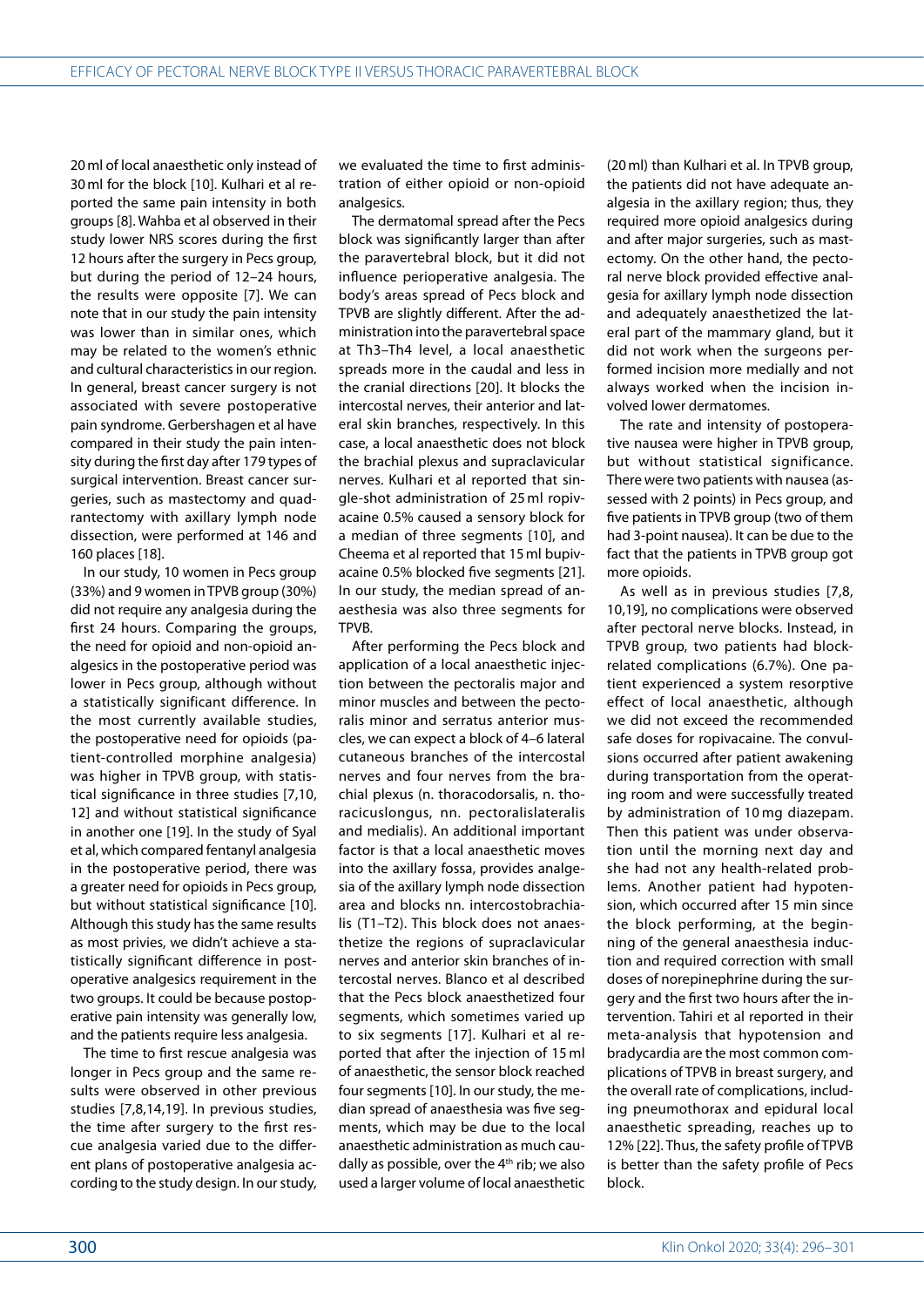20 ml of local anaesthetic only instead of 30 ml for the block [10]. Kulhari et al reported the same pain intensity in both groups [8]. Wahba et al observed in their study lower NRS scores during the first 12 hours after the surgery in Pecs group, but during the period of 12–24 hours, the results were opposite [7]. We can note that in our study the pain intensity was lower than in similar ones, which may be related to the women's ethnic and cultural characteristics in our region. In general, breast cancer surgery is not associated with severe postoperative pain syndrome. Gerbershagen et al have compared in their study the pain intensity during the first day after 179 types of surgical intervention. Breast cancer surgeries, such as mastectomy and quadrantectomy with axillary lymph node dissection, were performed at 146 and 160 places [18].

In our study, 10 women in Pecs group (33%) and 9 women in TPVB group (30%) did not require any analgesia during the first 24 hours. Comparing the groups, the need for opioid and non-opioid analgesics in the postoperative period was lower in Pecs group, although without a statistically significant difference. In the most currently available studies, the postoperative need for opioids (patient-controlled morphine analgesia) was higher in TPVB group, with statistical significance in three studies [7,10,12] and without statistical significance in another one [19]. In the study of Syal et al, which compared fentanyl analgesia in the postoperative period, there was a greater need for opioids in Pecs group, but without statistical significance [10]. Although this study has the same results as most privies, we didn't achieve a statistically significant difference in postoperative analgesics requirement in the two groups. It could be because postoperative pain intensity was generally low, and the patients require less analgesia.

The time to first rescue analgesia was longer in Pecs group and the same results were observed in other previous studies [7,8,14,19]. In previous studies, the time after surgery to the first rescue analgesia varied due to the different plans of postoperative analgesia according to the study design. In our study, we evaluated the time to first administration of either opioid or non-opioid analgesics.

The dermatomal spread after the Pecs block was significantly larger than after the paravertebral block, but it did not influence perioperative analgesia. The body's areas spread of Pecs block and TPVB are slightly different. After the administration into the paravertebral space at Th3–Th4 level, a local anaesthetic spreads more in the caudal and less in the cranial directions [20]. It blocks the intercostal nerves, their anterior and lateral skin branches, respectively. In this case, a local anaesthetic does not block the brachial plexus and supraclavicular nerves. Kulhari et al reported that single-shot administration of 25 ml ropivacaine 0.5% caused a sensory block for a median of three segments [10], and Cheema et al reported that 15 ml bupivacaine 0.5% blocked five segments [21]. In our study, the median spread of anaesthesia was also three segments for TPVB.

After performing the Pecs block and application of a local anaesthetic injection between the pectoralis major and minor muscles and between the pectoralis minor and serratus anterior muscles, we can expect a block of 4–6 lateral cutaneous branches of the intercostal nerves and four nerves from the brachial plexus (n. thoracodorsalis, n. thoracicuslongus, nn. pectoralislateralis and medialis). An additional important factor is that a local anaesthetic moves into the axillary fossa, provides analgesia of the axillary lymph node dissection area and blocks nn. intercostobrachialis (T1–T2). This block does not anaesthetize the regions of supraclavicular nerves and anterior skin branches of intercostal nerves. Blanco et al described that the Pecs block anaesthetized four segments, which sometimes varied up to six segments [17]. Kulhari et al reported that after the injection of 15 ml of anaesthetic, the sensor block reached four segments [10]. In our study, the median spread of anaesthesia was five segments, which may be due to the local anaesthetic administration as much caudally as possible, over the 4[th] rib; we also used a larger volume of local anaesthetic (20 ml) than Kulhari et al. In TPVB group, the patients did not have adequate analgesia in the axillary region; thus, they required more opioid analgesics during and after major surgeries, such as mastectomy. On the other hand, the pectoral nerve block provided effective analgesia for axillary lymph node dissection and adequately anaesthetized the lateral part of the mammary gland, but it did not work when the surgeons performed incision more medially and not always worked when the incision involved lower dermatomes.

The rate and intensity of postoperative nausea were higher in TPVB group, but without statistical significance. There were two patients with nausea (assessed with 2 points) in Pecs group, and five patients in TPVB group (two of them had 3-point nausea). It can be due to the fact that the patients in TPVB group got more opioids.

As well as in previous studies [7,8,10,19], no complications were observed after pectoral nerve blocks. Instead, in TPVB group, two patients had block-related complications (6.7%). One patient experienced a system resorptive effect of local anaesthetic, although we did not exceed the recommended safe doses for ropivacaine. The convulsions occurred after patient awakening during transportation from the operating room and were successfully treated by administration of 10 mg diazepam. Then this patient was under observation until the morning next day and she had not any health-related problems. Another patient had hypotension, which occurred after 15 min since the block performing, at the beginning of the general anaesthesia induction and required correction with small doses of norepinephrine during the surgery and the first two hours after the intervention. Tahiri et al reported in their meta-analysis that hypotension and bradycardia are the most common complications of TPVB in breast surgery, and the overall rate of complications, including pneumothorax and epidural local anaesthetic spreading, reaches up to 12% [22]. Thus, the safety profile of TPVB is better than the safety profile of Pecs block.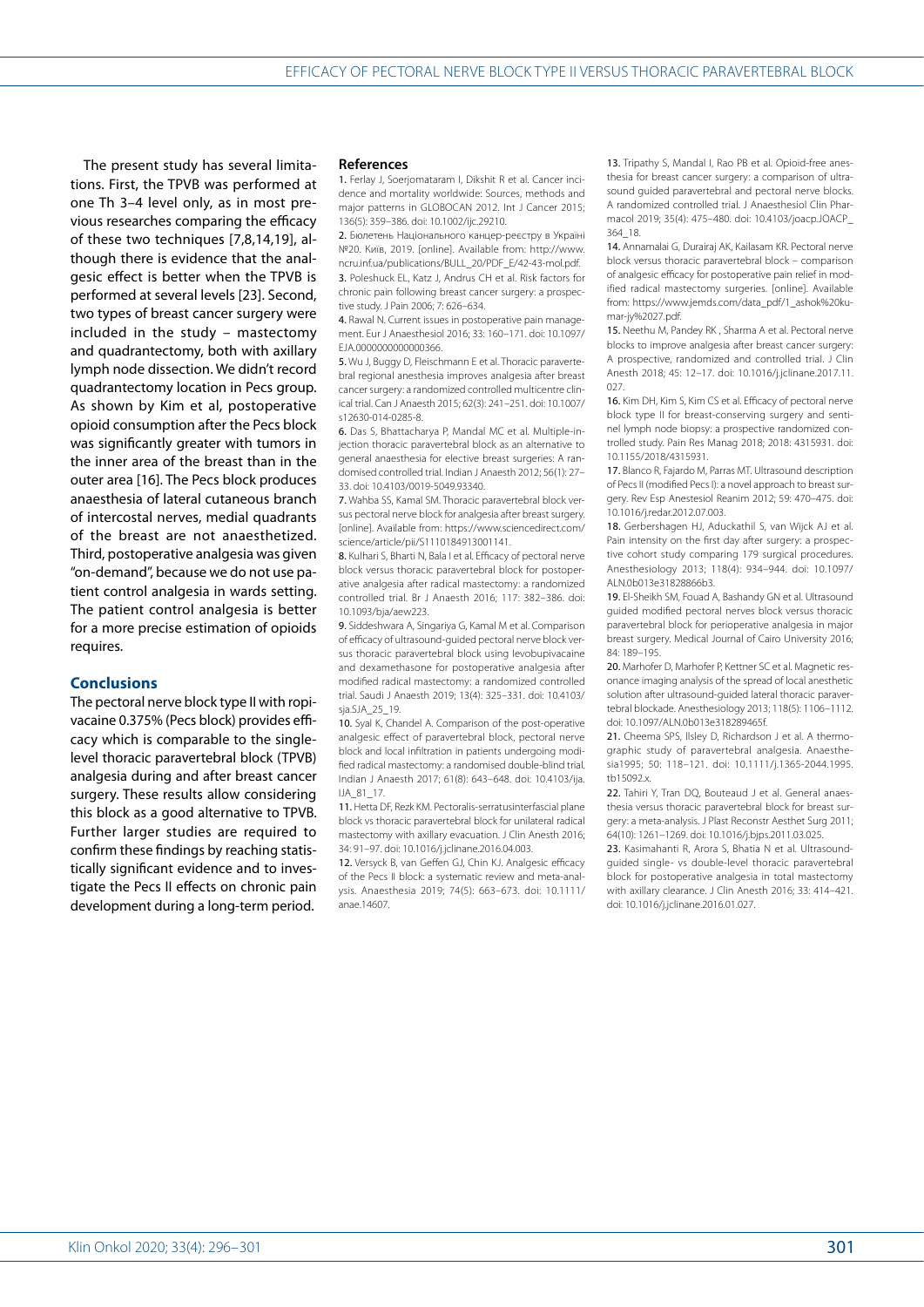The present study has several limitations. First, the TPVB was performed at one Th 3–4 level only, as in most previous researches comparing the efficacy of these two techniques [7,8,14,19], although there is evidence that the analgesic effect is better when the TPVB is performed at several levels [23]. Second, two types of breast cancer surgery were included in the study – mastectomy and quadrantectomy, both with axillary lymph node dissection. We didn't record quadrantectomy location in Pecs group. As shown by Kim et al, postoperative opioid consumption after the Pecs block was significantly greater with tumors in the inner area of the breast than in the outer area [16]. The Pecs block produces anaesthesia of lateral cutaneous branch of intercostal nerves, medial quadrants of the breast are not anaesthetized. Third, postoperative analgesia was given "on-demand", because we do not use patient control analgesia in wards setting. The patient control analgesia is better for a more precise estimation of opioids requires.

## Conclusions

The pectoral nerve block type II with ropivacaine 0.375% (Pecs block) provides efficacy which is comparable to the single-level thoracic paravertebral block (TPVB) analgesia during and after breast cancer surgery. These results allow considering this block as a good alternative to TPVB. Further larger studies are required to confirm these findings by reaching statistically significant evidence and to investigate the Pecs II effects on chronic pain development during a long-term period.

## References

1. Ferlay J, Soerjomataram I, Dikshit R et al. Cancer incidence and mortality worldwide: Sources, methods and major patterns in GLOBOCAN 2012. Int J Cancer 2015; 136(5): 359–386. doi: 10.1002/ijc.29210.
2. Бюлетень Національного канцер-реєстру в Україні №20. Київ, 2019. [online]. Available from: http://www.ncru.inf.ua/publications/BULL_20/PDF_E/42-43-mol.pdf.
3. Poleshuck EL, Katz J, Andrus CH et al. Risk factors for chronic pain following breast cancer surgery: a prospective study. J Pain 2006; 7: 626–634.
4. Rawal N. Current issues in postoperative pain management. Eur J Anaesthesiol 2016; 33: 160–171. doi: 10.1097/EJA.0000000000000366.
5. Wu J, Buggy D, Fleischmann E et al. Thoracic paravertebral regional anesthesia improves analgesia after breast cancer surgery: a randomized controlled multicentre clinical trial. Can J Anaesth 2015; 62(3): 241–251. doi: 10.1007/s12630-014-0285-8.
6. Das S, Bhattacharya P, Mandal MC et al. Multiple-injection thoracic paravertebral block as an alternative to general anaesthesia for elective breast surgeries: A randomised controlled trial. Indian J Anaesth 2012; 56(1): 27–33. doi: 10.4103/0019-5049.93340.
7. Wahba SS, Kamal SM. Thoracic paravertebral block versus pectoral nerve block for analgesia after breast surgery. [online]. Available from: https://www.sciencedirect.com/science/article/pii/S1110184913001141.
8. Kulhari S, Bharti N, Bala I et al. Efficacy of pectoral nerve block versus thoracic paravertebral block for postoperative analgesia after radical mastectomy: a randomized controlled trial. Br J Anaesth 2016; 117: 382–386. doi: 10.1093/bja/aew223.
9. Siddeshwara A, Singariya G, Kamal M et al. Comparison of efficacy of ultrasound-guided pectoral nerve block versus thoracic paravertebral block using levobupivacaine and dexamethasone for postoperative analgesia after modified radical mastectomy: a randomized controlled trial. Saudi J Anaesth 2019; 13(4): 325–331. doi: 10.4103/sja.SJA_25_19.
10. Syal K, Chandel A. Comparison of the post-operative analgesic effect of paravertebral block, pectoral nerve block and local infiltration in patients undergoing modified radical mastectomy: a randomised double-blind trial. Indian J Anaesth 2017; 61(8): 643–648. doi: 10.4103/ija.IJA_81_17.
11. Hetta DF, Rezk KM. Pectoralis-serratusinterfascial plane block vs thoracic paravertebral block for unilateral radical mastectomy with axillary evacuation. J Clin Anesth 2016; 34: 91–97. doi: 10.1016/j.jclinane.2016.04.003.
12. Versyck B, van Geffen GJ, Chin KJ. Analgesic efficacy of the Pecs II block: a systematic review and meta-analysis. Anaesthesia 2019; 74(5): 663–673. doi: 10.1111/anae.14607.
13. Tripathy S, Mandal I, Rao PB et al. Opioid-free anesthesia for breast cancer surgery: a comparison of ultrasound guided paravertebral and pectoral nerve blocks. A randomized controlled trial. J Anaesthesiol Clin Pharmacol 2019; 35(4): 475–480. doi: 10.4103/joacp.JOACP_364_18.
14. Annamalai G, Durairaj AK, Kailasam KR. Pectoral nerve block versus thoracic paravertebral block – comparison of analgesic efficacy for postoperative pain relief in modified radical mastectomy surgeries. [online]. Available from: https://www.jemds.com/data_pdf/1_ashok%20kumar-jy%2027.pdf.
15. Neethu M, Pandey RK , Sharma A et al. Pectoral nerve blocks to improve analgesia after breast cancer surgery: A prospective, randomized and controlled trial. J Clin Anesth 2018; 45: 12–17. doi: 10.1016/j.jclinane.2017.11.027.
16. Kim DH, Kim S, Kim CS et al. Efficacy of pectoral nerve block type II for breast-conserving surgery and sentinel lymph node biopsy: a prospective randomized controlled study. Pain Res Manag 2018; 2018: 4315931. doi: 10.1155/2018/4315931.
17. Blanco R, Fajardo M, Parras MT. Ultrasound description of Pecs II (modified Pecs I): a novel approach to breast surgery. Rev Esp Anestesiol Reanim 2012; 59: 470–475. doi: 10.1016/j.redar.2012.07.003.
18. Gerbershagen HJ, Aduckathil S, van Wijck AJ et al. Pain intensity on the first day after surgery: a prospective cohort study comparing 179 surgical procedures. Anesthesiology 2013; 118(4): 934–944. doi: 10.1097/ALN.0b013e31828866b3.
19. El-Sheikh SM, Fouad A, Bashandy GN et al. Ultrasound guided modified pectoral nerves block versus thoracic paravertebral block for perioperative analgesia in major breast surgery. Medical Journal of Cairo University 2016; 84: 189–195.
20. Marhofer D, Marhofer P, Kettner SC et al. Magnetic resonance imaging analysis of the spread of local anesthetic solution after ultrasound-guided lateral thoracic paravertebral blockade. Anesthesiology 2013; 118(5): 1106–1112. doi: 10.1097/ALN.0b013e318289465f.
21. Cheema SPS, Ilsley D, Richardson J et al. A thermographic study of paravertebral analgesia. Anaesthesia1995; 50: 118–121. doi: 10.1111/j.1365-2044.1995.tb15092.x.
22. Tahiri Y, Tran DQ, Bouteaud J et al. General anaesthesia versus thoracic paravertebral block for breast surgery: a meta-analysis. J Plast Reconstr Aesthet Surg 2011; 64(10): 1261–1269. doi: 10.1016/j.bjps.2011.03.025.
23. Kasimahanti R, Arora S, Bhatia N et al. Ultrasound-guided single- vs double-level thoracic paravertebral block for postoperative analgesia in total mastectomy with axillary clearance. J Clin Anesth 2016; 33: 414–421. doi: 10.1016/j.jclinane.2016.01.027.